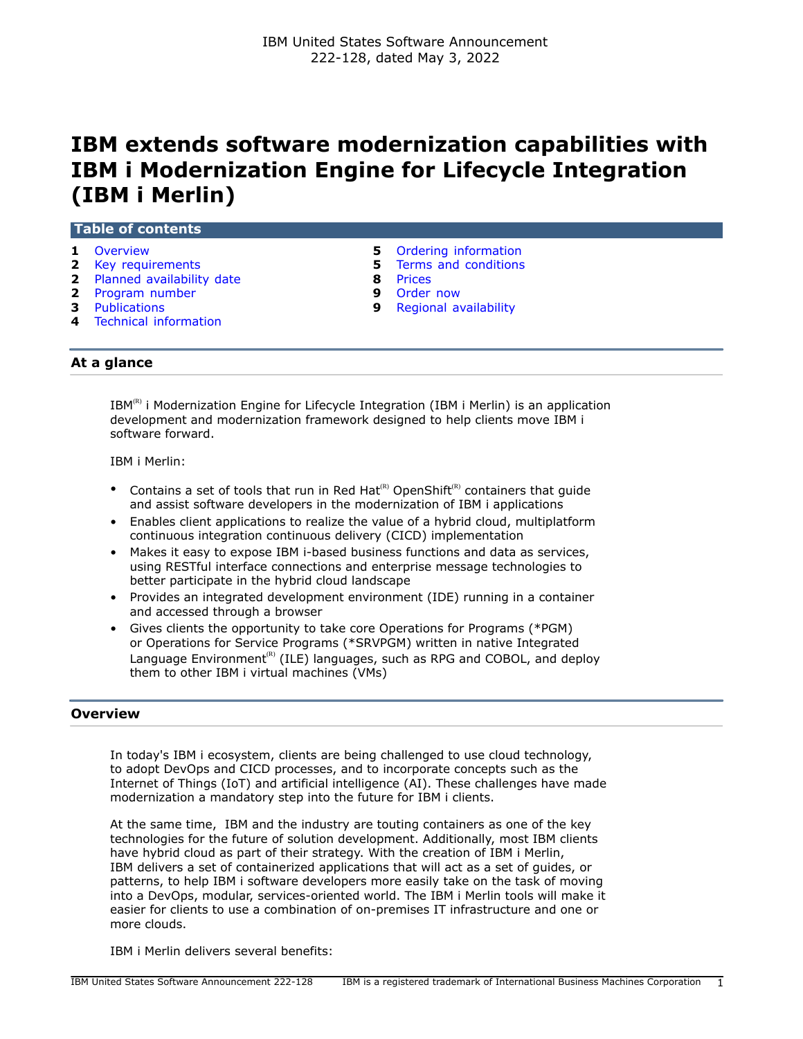IBM United States Software Announcement
222-128, dated May 3, 2022

# IBM extends software modernization capabilities with IBM i Modernization Engine for Lifecycle Integration (IBM i Merlin)

## Table of contents

| | | | |
|---|---|---|---|
| 1 | Overview | 5 | Ordering information |
| 2 | Key requirements | 5 | Terms and conditions |
| 2 | Planned availability date | 8 | Prices |
| 2 | Program number | 9 | Order now |
| 3 | Publications | 9 | Regional availability |
| 4 | Technical information | | |

## At a glance

IBM(R) i Modernization Engine for Lifecycle Integration (IBM i Merlin) is an application development and modernization framework designed to help clients move IBM i software forward.

IBM i Merlin:

- Contains a set of tools that run in Red Hat(R) OpenShift(R) containers that guide and assist software developers in the modernization of IBM i applications
- Enables client applications to realize the value of a hybrid cloud, multiplatform continuous integration continuous delivery (CICD) implementation
- Makes it easy to expose IBM i-based business functions and data as services, using RESTful interface connections and enterprise message technologies to better participate in the hybrid cloud landscape
- Provides an integrated development environment (IDE) running in a container and accessed through a browser
- Gives clients the opportunity to take core Operations for Programs (*PGM) or Operations for Service Programs (*SRVPGM) written in native Integrated Language Environment(R) (ILE) languages, such as RPG and COBOL, and deploy them to other IBM i virtual machines (VMs)

## Overview

In today's IBM i ecosystem, clients are being challenged to use cloud technology, to adopt DevOps and CICD processes, and to incorporate concepts such as the Internet of Things (IoT) and artificial intelligence (AI). These challenges have made modernization a mandatory step into the future for IBM i clients.

At the same time, IBM and the industry are touting containers as one of the key technologies for the future of solution development. Additionally, most IBM clients have hybrid cloud as part of their strategy. With the creation of IBM i Merlin, IBM delivers a set of containerized applications that will act as a set of guides, or patterns, to help IBM i software developers more easily take on the task of moving into a DevOps, modular, services-oriented world. The IBM i Merlin tools will make it easier for clients to use a combination of on-premises IT infrastructure and one or more clouds.

IBM i Merlin delivers several benefits: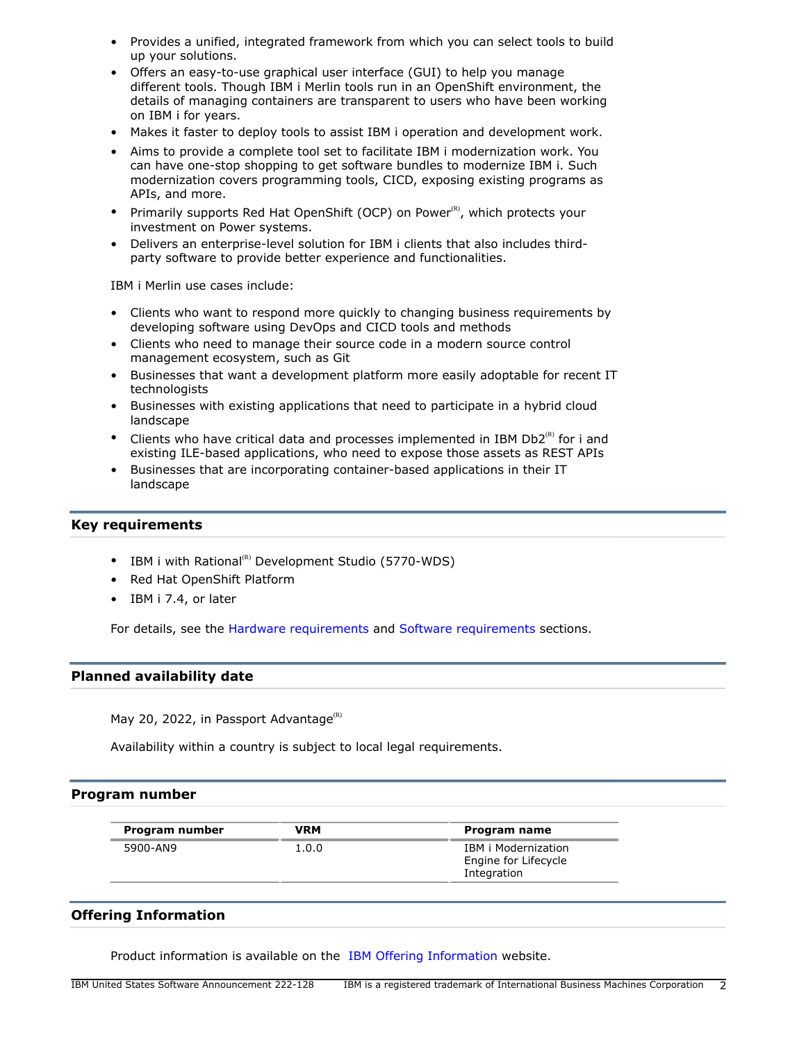- Provides a unified, integrated framework from which you can select tools to build up your solutions.
- Offers an easy-to-use graphical user interface (GUI) to help you manage different tools. Though IBM i Merlin tools run in an OpenShift environment, the details of managing containers are transparent to users who have been working on IBM i for years.
- Makes it faster to deploy tools to assist IBM i operation and development work.
- Aims to provide a complete tool set to facilitate IBM i modernization work. You can have one-stop shopping to get software bundles to modernize IBM i. Such modernization covers programming tools, CICD, exposing existing programs as APIs, and more.
- Primarily supports Red Hat OpenShift (OCP) on Power(R), which protects your investment on Power systems.
- Delivers an enterprise-level solution for IBM i clients that also includes third-party software to provide better experience and functionalities.

IBM i Merlin use cases include:

- Clients who want to respond more quickly to changing business requirements by developing software using DevOps and CICD tools and methods
- Clients who need to manage their source code in a modern source control management ecosystem, such as Git
- Businesses that want a development platform more easily adoptable for recent IT technologists
- Businesses with existing applications that need to participate in a hybrid cloud landscape
- Clients who have critical data and processes implemented in IBM Db2(R) for i and existing ILE-based applications, who need to expose those assets as REST APIs
- Businesses that are incorporating container-based applications in their IT landscape

## Key requirements

- IBM i with Rational(R) Development Studio (5770-WDS)
- Red Hat OpenShift Platform
- IBM i 7.4, or later

For details, see the Hardware requirements and Software requirements sections.

## Planned availability date

May 20, 2022, in Passport Advantage(R)

Availability within a country is subject to local legal requirements.

## Program number

| Program number | VRM | Program name |
|---|---|---|
| 5900-AN9 | 1.0.0 | IBM i Modernization Engine for Lifecycle Integration |

## Offering Information

Product information is available on the IBM Offering Information website.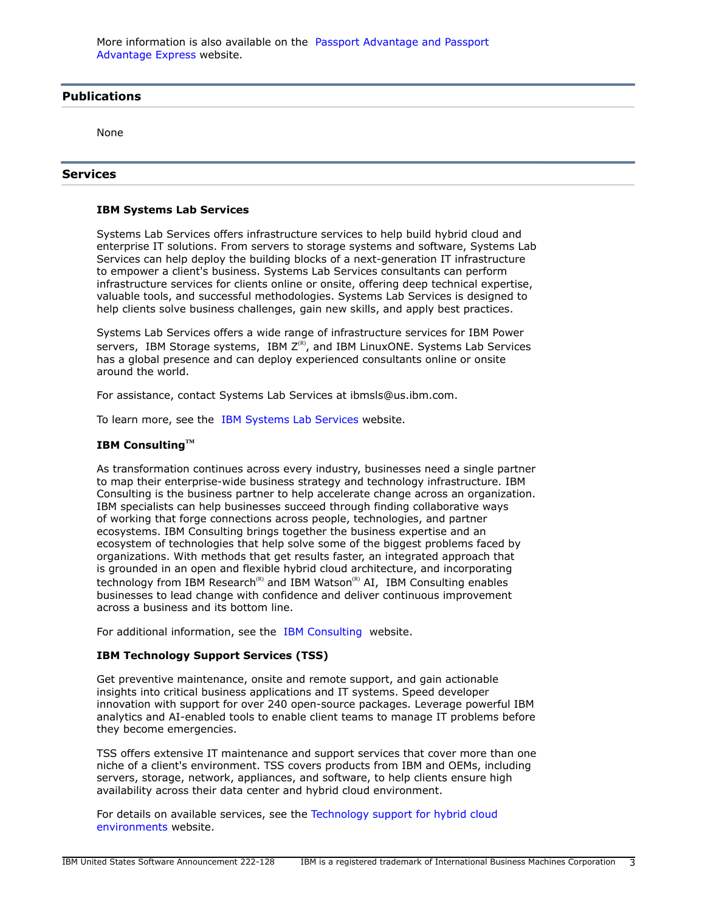More information is also available on the Passport Advantage and Passport Advantage Express website.

## Publications

None

## Services

### IBM Systems Lab Services

Systems Lab Services offers infrastructure services to help build hybrid cloud and enterprise IT solutions. From servers to storage systems and software, Systems Lab Services can help deploy the building blocks of a next-generation IT infrastructure to empower a client's business. Systems Lab Services consultants can perform infrastructure services for clients online or onsite, offering deep technical expertise, valuable tools, and successful methodologies. Systems Lab Services is designed to help clients solve business challenges, gain new skills, and apply best practices.

Systems Lab Services offers a wide range of infrastructure services for IBM Power servers, IBM Storage systems, IBM Z(R), and IBM LinuxONE. Systems Lab Services has a global presence and can deploy experienced consultants online or onsite around the world.

For assistance, contact Systems Lab Services at ibmsls@us.ibm.com.

To learn more, see the IBM Systems Lab Services website.

### IBM Consulting(TM)

As transformation continues across every industry, businesses need a single partner to map their enterprise-wide business strategy and technology infrastructure. IBM Consulting is the business partner to help accelerate change across an organization. IBM specialists can help businesses succeed through finding collaborative ways of working that forge connections across people, technologies, and partner ecosystems. IBM Consulting brings together the business expertise and an ecosystem of technologies that help solve some of the biggest problems faced by organizations. With methods that get results faster, an integrated approach that is grounded in an open and flexible hybrid cloud architecture, and incorporating technology from IBM Research(R) and IBM Watson(R) AI, IBM Consulting enables businesses to lead change with confidence and deliver continuous improvement across a business and its bottom line.

For additional information, see the IBM Consulting website.

### IBM Technology Support Services (TSS)

Get preventive maintenance, onsite and remote support, and gain actionable insights into critical business applications and IT systems. Speed developer innovation with support for over 240 open-source packages. Leverage powerful IBM analytics and AI-enabled tools to enable client teams to manage IT problems before they become emergencies.

TSS offers extensive IT maintenance and support services that cover more than one niche of a client's environment. TSS covers products from IBM and OEMs, including servers, storage, network, appliances, and software, to help clients ensure high availability across their data center and hybrid cloud environment.

For details on available services, see the Technology support for hybrid cloud environments website.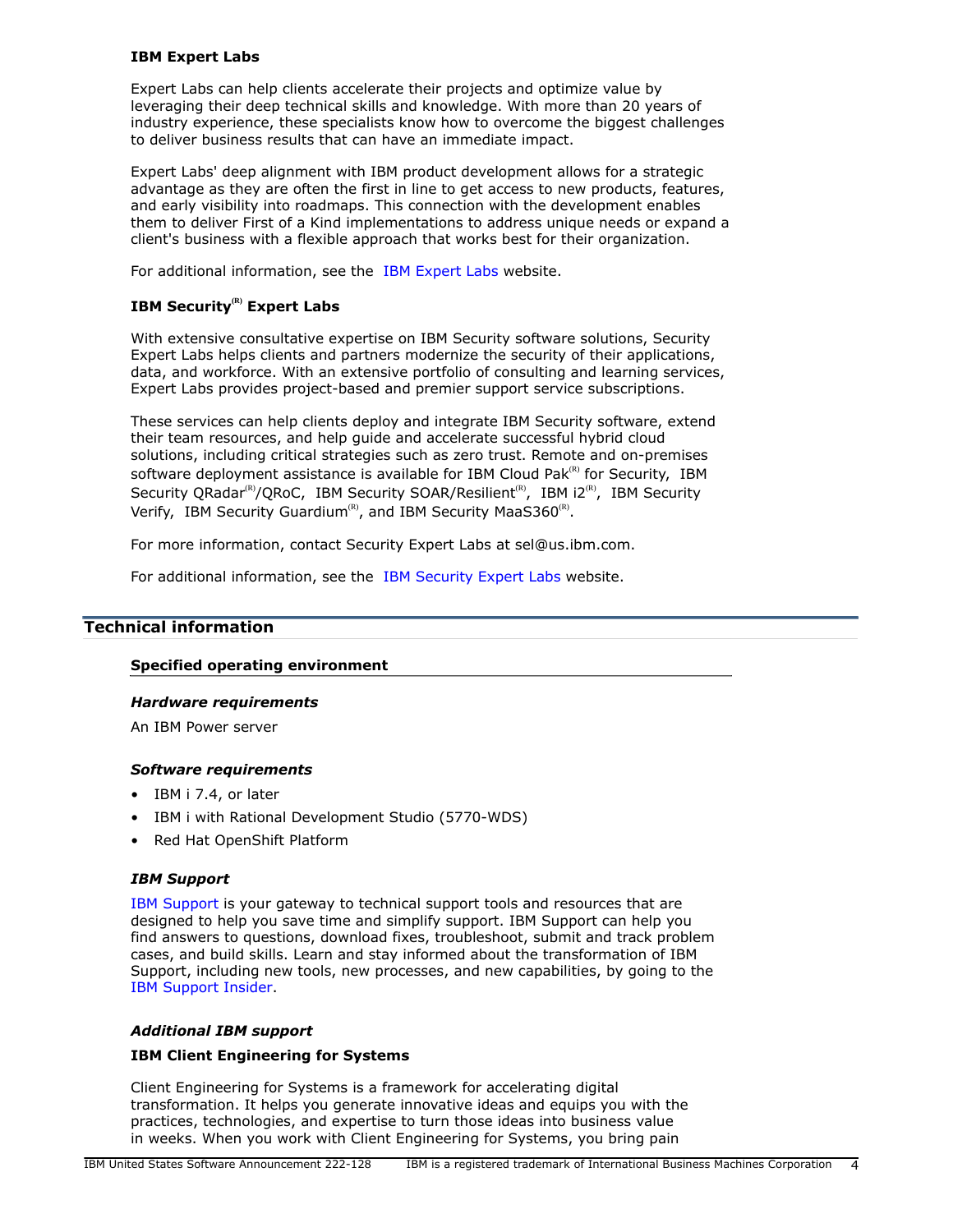**IBM Expert Labs**

Expert Labs can help clients accelerate their projects and optimize value by leveraging their deep technical skills and knowledge. With more than 20 years of industry experience, these specialists know how to overcome the biggest challenges to deliver business results that can have an immediate impact.

Expert Labs' deep alignment with IBM product development allows for a strategic advantage as they are often the first in line to get access to new products, features, and early visibility into roadmaps. This connection with the development enables them to deliver First of a Kind implementations to address unique needs or expand a client's business with a flexible approach that works best for their organization.

For additional information, see the IBM Expert Labs website.

**IBM Security(R) Expert Labs**

With extensive consultative expertise on IBM Security software solutions, Security Expert Labs helps clients and partners modernize the security of their applications, data, and workforce. With an extensive portfolio of consulting and learning services, Expert Labs provides project-based and premier support service subscriptions.

These services can help clients deploy and integrate IBM Security software, extend their team resources, and help guide and accelerate successful hybrid cloud solutions, including critical strategies such as zero trust. Remote and on-premises software deployment assistance is available for IBM Cloud Pak(R) for Security, IBM Security QRadar(R)/QRoC, IBM Security SOAR/Resilient(R), IBM i2(R), IBM Security Verify, IBM Security Guardium(R), and IBM Security MaaS360(R).

For more information, contact Security Expert Labs at sel@us.ibm.com.

For additional information, see the IBM Security Expert Labs website.

## Technical information

### Specified operating environment

***Hardware requirements***

An IBM Power server

***Software requirements***

- IBM i 7.4, or later
- IBM i with Rational Development Studio (5770-WDS)
- Red Hat OpenShift Platform

***IBM Support***

IBM Support is your gateway to technical support tools and resources that are designed to help you save time and simplify support. IBM Support can help you find answers to questions, download fixes, troubleshoot, submit and track problem cases, and build skills. Learn and stay informed about the transformation of IBM Support, including new tools, new processes, and new capabilities, by going to the IBM Support Insider.

***Additional IBM support***

**IBM Client Engineering for Systems**

Client Engineering for Systems is a framework for accelerating digital transformation. It helps you generate innovative ideas and equips you with the practices, technologies, and expertise to turn those ideas into business value in weeks. When you work with Client Engineering for Systems, you bring pain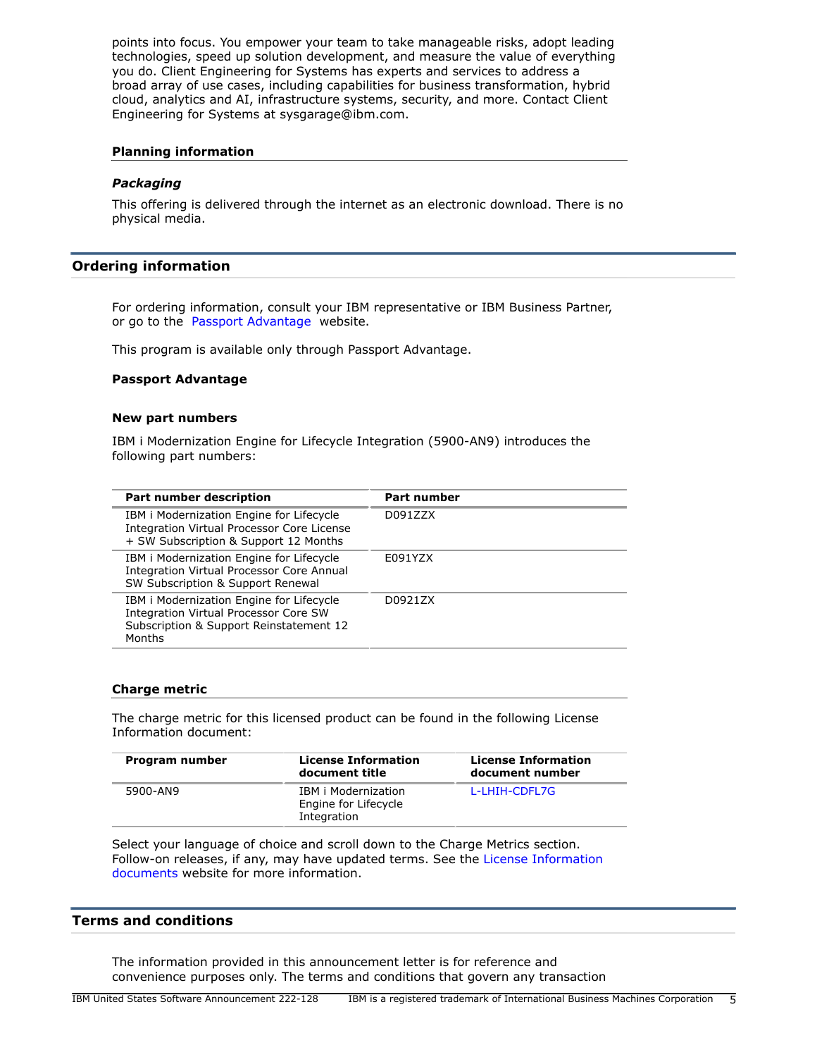points into focus. You empower your team to take manageable risks, adopt leading technologies, speed up solution development, and measure the value of everything you do. Client Engineering for Systems has experts and services to address a broad array of use cases, including capabilities for business transformation, hybrid cloud, analytics and AI, infrastructure systems, security, and more. Contact Client Engineering for Systems at sysgarage@ibm.com.

### Planning information

#### *Packaging*

This offering is delivered through the internet as an electronic download. There is no physical media.

## Ordering information

For ordering information, consult your IBM representative or IBM Business Partner, or go to the Passport Advantage website.

This program is available only through Passport Advantage.

### Passport Advantage

### New part numbers

IBM i Modernization Engine for Lifecycle Integration (5900-AN9) introduces the following part numbers:

| Part number description | Part number |
|---|---|
| IBM i Modernization Engine for Lifecycle Integration Virtual Processor Core License + SW Subscription & Support 12 Months | D091ZZX |
| IBM i Modernization Engine for Lifecycle Integration Virtual Processor Core Annual SW Subscription & Support Renewal | E091YZX |
| IBM i Modernization Engine for Lifecycle Integration Virtual Processor Core SW Subscription & Support Reinstatement 12 Months | D0921ZX |

### Charge metric

The charge metric for this licensed product can be found in the following License Information document:

| Program number | License Information document title | License Information document number |
|---|---|---|
| 5900-AN9 | IBM i Modernization Engine for Lifecycle Integration | L-LHIH-CDFL7G |

Select your language of choice and scroll down to the Charge Metrics section. Follow-on releases, if any, may have updated terms. See the License Information documents website for more information.

## Terms and conditions

The information provided in this announcement letter is for reference and convenience purposes only. The terms and conditions that govern any transaction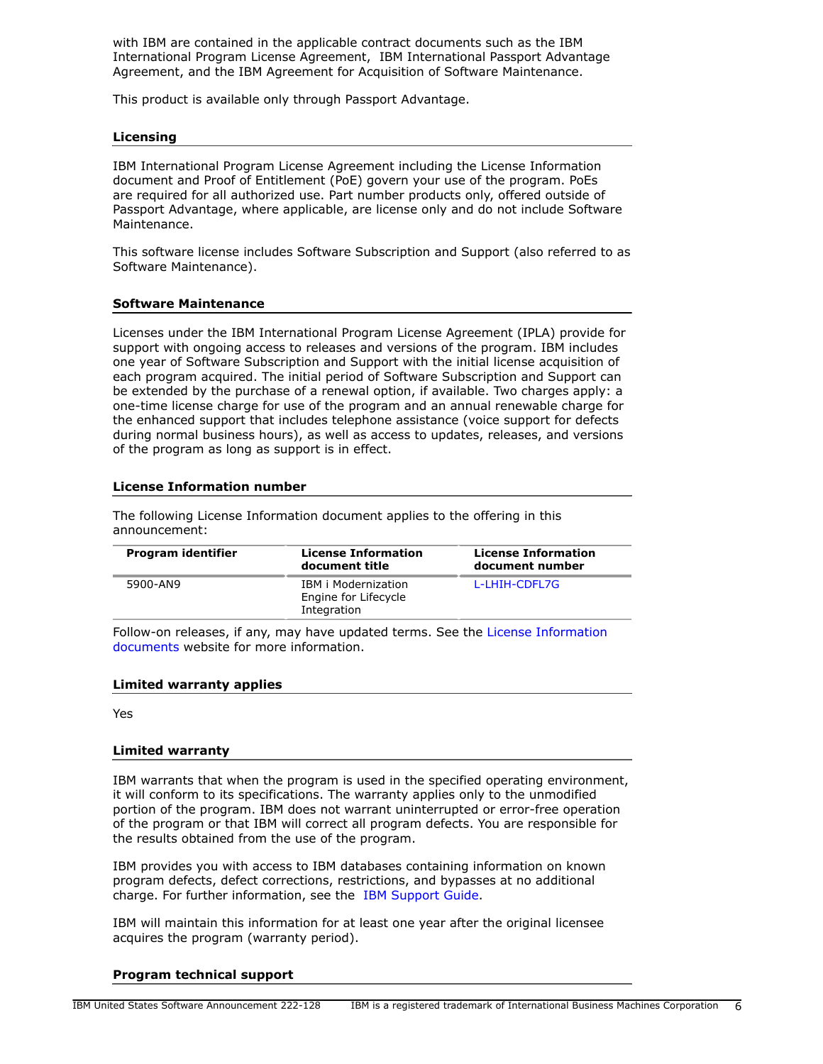with IBM are contained in the applicable contract documents such as the IBM International Program License Agreement, IBM International Passport Advantage Agreement, and the IBM Agreement for Acquisition of Software Maintenance.

This product is available only through Passport Advantage.

### Licensing

IBM International Program License Agreement including the License Information document and Proof of Entitlement (PoE) govern your use of the program. PoEs are required for all authorized use. Part number products only, offered outside of Passport Advantage, where applicable, are license only and do not include Software Maintenance.

This software license includes Software Subscription and Support (also referred to as Software Maintenance).

### Software Maintenance

Licenses under the IBM International Program License Agreement (IPLA) provide for support with ongoing access to releases and versions of the program. IBM includes one year of Software Subscription and Support with the initial license acquisition of each program acquired. The initial period of Software Subscription and Support can be extended by the purchase of a renewal option, if available. Two charges apply: a one-time license charge for use of the program and an annual renewable charge for the enhanced support that includes telephone assistance (voice support for defects during normal business hours), as well as access to updates, releases, and versions of the program as long as support is in effect.

### License Information number

The following License Information document applies to the offering in this announcement:

| Program identifier | License Information document title | License Information document number |
|---|---|---|
| 5900-AN9 | IBM i Modernization Engine for Lifecycle Integration | L-LHIH-CDFL7G |

Follow-on releases, if any, may have updated terms. See the License Information documents website for more information.

### Limited warranty applies

Yes

### Limited warranty

IBM warrants that when the program is used in the specified operating environment, it will conform to its specifications. The warranty applies only to the unmodified portion of the program. IBM does not warrant uninterrupted or error-free operation of the program or that IBM will correct all program defects. You are responsible for the results obtained from the use of the program.

IBM provides you with access to IBM databases containing information on known program defects, defect corrections, restrictions, and bypasses at no additional charge. For further information, see the IBM Support Guide.

IBM will maintain this information for at least one year after the original licensee acquires the program (warranty period).

### Program technical support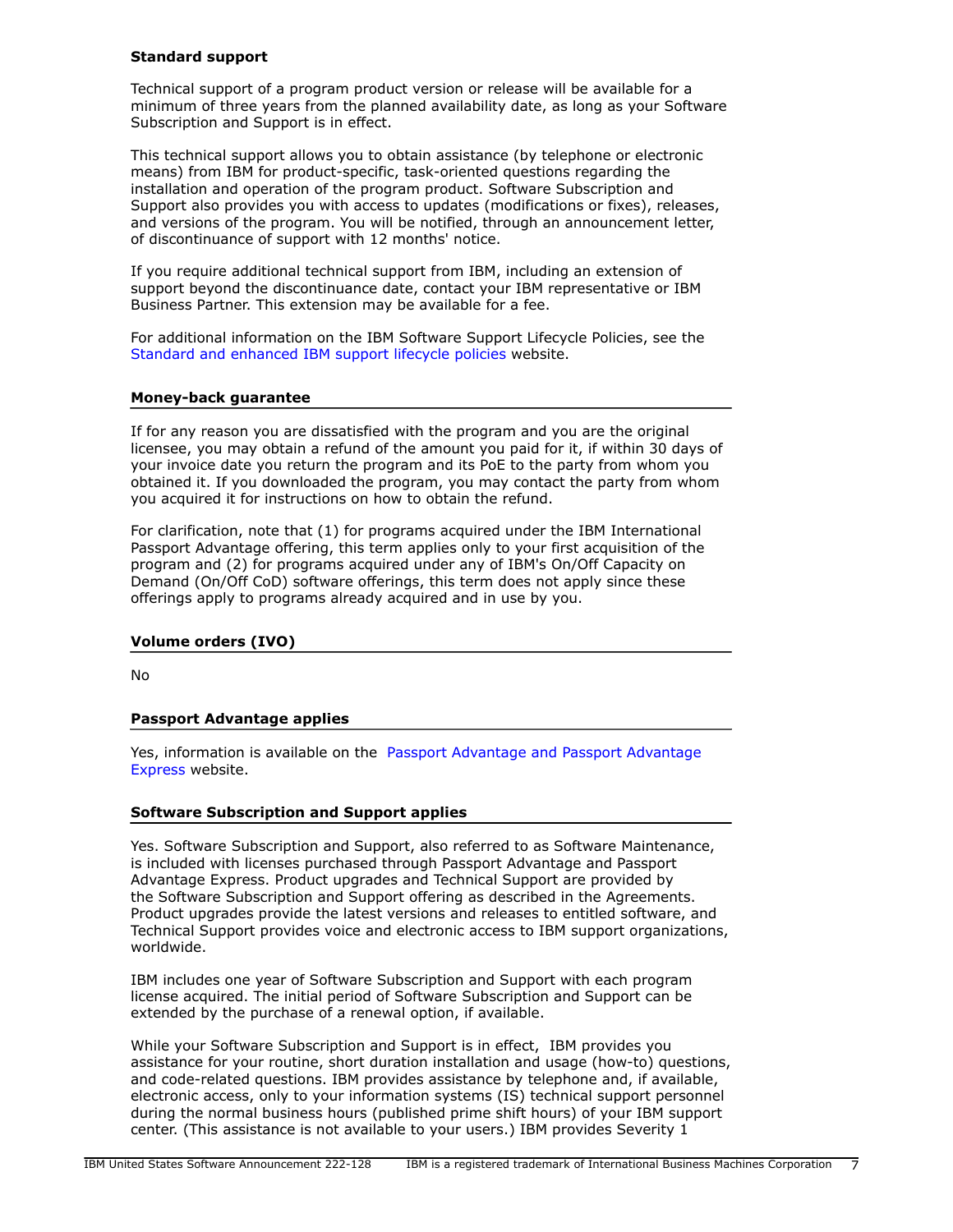### Standard support

Technical support of a program product version or release will be available for a minimum of three years from the planned availability date, as long as your Software Subscription and Support is in effect.

This technical support allows you to obtain assistance (by telephone or electronic means) from IBM for product-specific, task-oriented questions regarding the installation and operation of the program product. Software Subscription and Support also provides you with access to updates (modifications or fixes), releases, and versions of the program. You will be notified, through an announcement letter, of discontinuance of support with 12 months' notice.

If you require additional technical support from IBM, including an extension of support beyond the discontinuance date, contact your IBM representative or IBM Business Partner. This extension may be available for a fee.

For additional information on the IBM Software Support Lifecycle Policies, see the Standard and enhanced IBM support lifecycle policies website.

## Money-back guarantee

If for any reason you are dissatisfied with the program and you are the original licensee, you may obtain a refund of the amount you paid for it, if within 30 days of your invoice date you return the program and its PoE to the party from whom you obtained it. If you downloaded the program, you may contact the party from whom you acquired it for instructions on how to obtain the refund.

For clarification, note that (1) for programs acquired under the IBM International Passport Advantage offering, this term applies only to your first acquisition of the program and (2) for programs acquired under any of IBM's On/Off Capacity on Demand (On/Off CoD) software offerings, this term does not apply since these offerings apply to programs already acquired and in use by you.

## Volume orders (IVO)

No

## Passport Advantage applies

Yes, information is available on the Passport Advantage and Passport Advantage Express website.

## Software Subscription and Support applies

Yes. Software Subscription and Support, also referred to as Software Maintenance, is included with licenses purchased through Passport Advantage and Passport Advantage Express. Product upgrades and Technical Support are provided by the Software Subscription and Support offering as described in the Agreements. Product upgrades provide the latest versions and releases to entitled software, and Technical Support provides voice and electronic access to IBM support organizations, worldwide.

IBM includes one year of Software Subscription and Support with each program license acquired. The initial period of Software Subscription and Support can be extended by the purchase of a renewal option, if available.

While your Software Subscription and Support is in effect, IBM provides you assistance for your routine, short duration installation and usage (how-to) questions, and code-related questions. IBM provides assistance by telephone and, if available, electronic access, only to your information systems (IS) technical support personnel during the normal business hours (published prime shift hours) of your IBM support center. (This assistance is not available to your users.) IBM provides Severity 1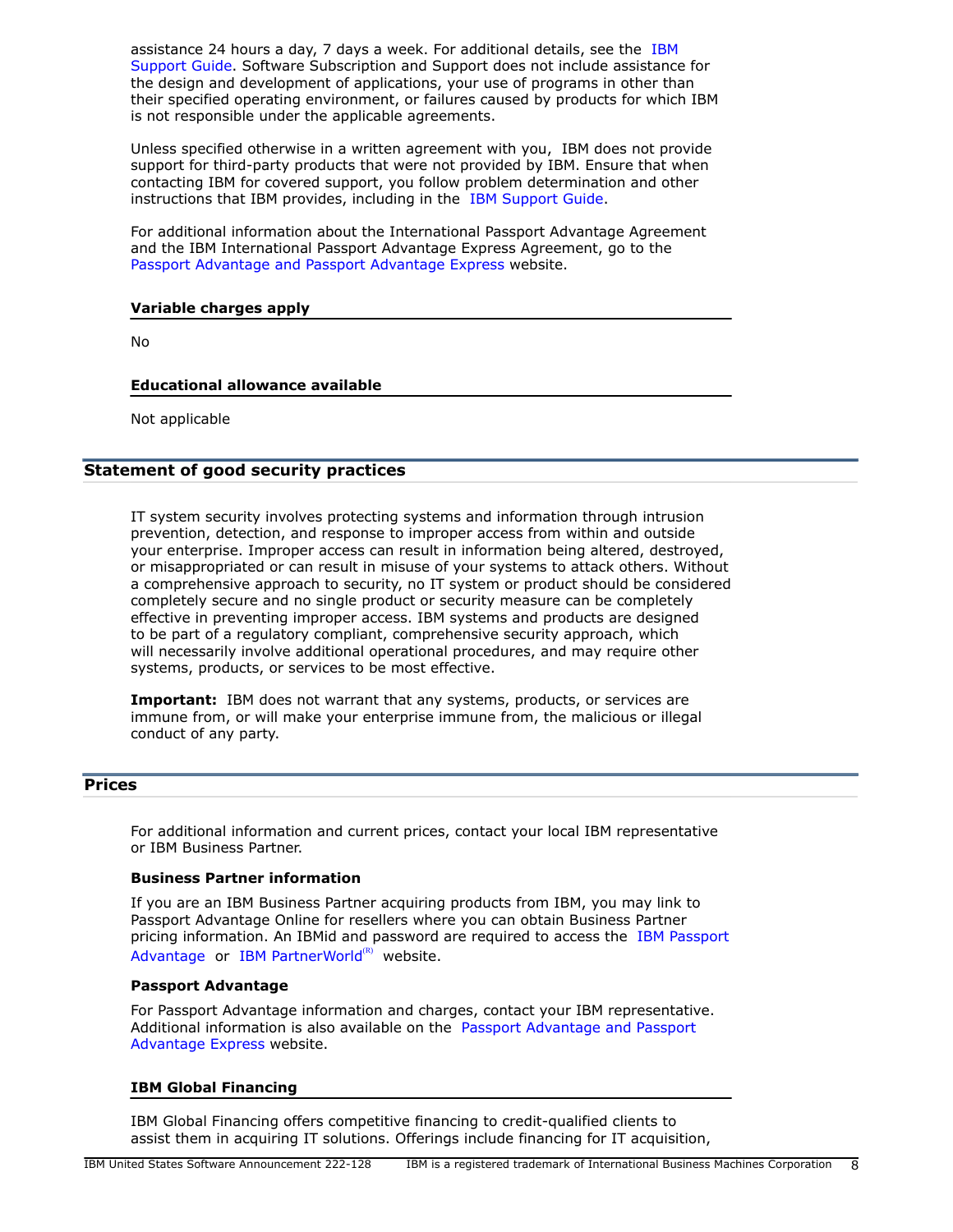assistance 24 hours a day, 7 days a week. For additional details, see the IBM Support Guide. Software Subscription and Support does not include assistance for the design and development of applications, your use of programs in other than their specified operating environment, or failures caused by products for which IBM is not responsible under the applicable agreements.

Unless specified otherwise in a written agreement with you, IBM does not provide support for third-party products that were not provided by IBM. Ensure that when contacting IBM for covered support, you follow problem determination and other instructions that IBM provides, including in the IBM Support Guide.

For additional information about the International Passport Advantage Agreement and the IBM International Passport Advantage Express Agreement, go to the Passport Advantage and Passport Advantage Express website.

### Variable charges apply

No

### Educational allowance available

Not applicable

## Statement of good security practices

IT system security involves protecting systems and information through intrusion prevention, detection, and response to improper access from within and outside your enterprise. Improper access can result in information being altered, destroyed, or misappropriated or can result in misuse of your systems to attack others. Without a comprehensive approach to security, no IT system or product should be considered completely secure and no single product or security measure can be completely effective in preventing improper access. IBM systems and products are designed to be part of a regulatory compliant, comprehensive security approach, which will necessarily involve additional operational procedures, and may require other systems, products, or services to be most effective.

**Important:** IBM does not warrant that any systems, products, or services are immune from, or will make your enterprise immune from, the malicious or illegal conduct of any party.

## Prices

For additional information and current prices, contact your local IBM representative or IBM Business Partner.

**Business Partner information**

If you are an IBM Business Partner acquiring products from IBM, you may link to Passport Advantage Online for resellers where you can obtain Business Partner pricing information. An IBMid and password are required to access the IBM Passport Advantage or IBM PartnerWorld(R) website.

**Passport Advantage**

For Passport Advantage information and charges, contact your IBM representative. Additional information is also available on the Passport Advantage and Passport Advantage Express website.

### IBM Global Financing

IBM Global Financing offers competitive financing to credit-qualified clients to assist them in acquiring IT solutions. Offerings include financing for IT acquisition,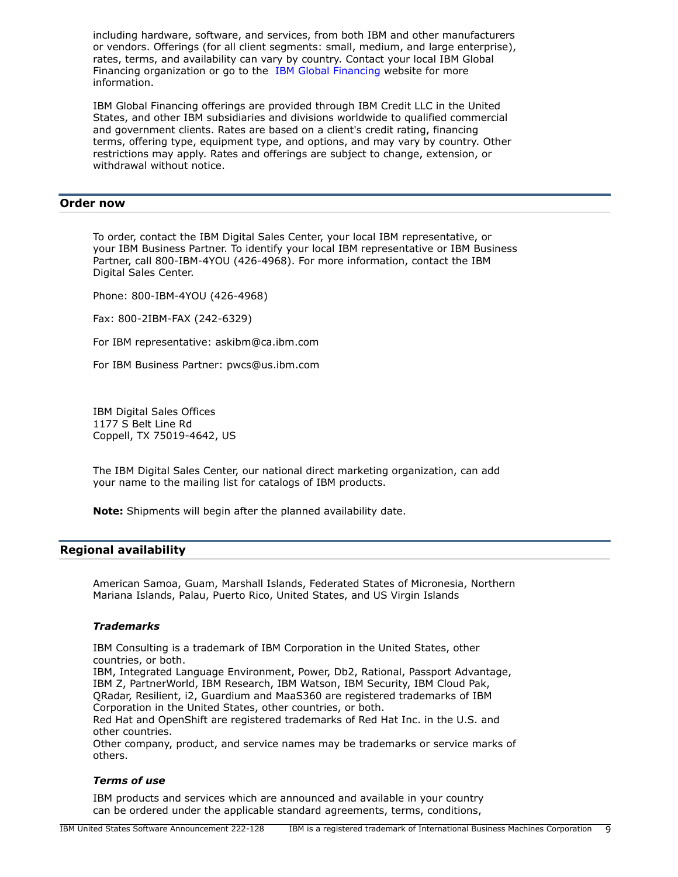including hardware, software, and services, from both IBM and other manufacturers or vendors. Offerings (for all client segments: small, medium, and large enterprise), rates, terms, and availability can vary by country. Contact your local IBM Global Financing organization or go to the IBM Global Financing website for more information.

IBM Global Financing offerings are provided through IBM Credit LLC in the United States, and other IBM subsidiaries and divisions worldwide to qualified commercial and government clients. Rates are based on a client's credit rating, financing terms, offering type, equipment type, and options, and may vary by country. Other restrictions may apply. Rates and offerings are subject to change, extension, or withdrawal without notice.

## Order now

To order, contact the IBM Digital Sales Center, your local IBM representative, or your IBM Business Partner. To identify your local IBM representative or IBM Business Partner, call 800-IBM-4YOU (426-4968). For more information, contact the IBM Digital Sales Center.

Phone: 800-IBM-4YOU (426-4968)

Fax: 800-2IBM-FAX (242-6329)

For IBM representative: askibm@ca.ibm.com

For IBM Business Partner: pwcs@us.ibm.com

IBM Digital Sales Offices
1177 S Belt Line Rd
Coppell, TX 75019-4642, US

The IBM Digital Sales Center, our national direct marketing organization, can add your name to the mailing list for catalogs of IBM products.

**Note:** Shipments will begin after the planned availability date.

## Regional availability

American Samoa, Guam, Marshall Islands, Federated States of Micronesia, Northern Mariana Islands, Palau, Puerto Rico, United States, and US Virgin Islands

### *Trademarks*

IBM Consulting is a trademark of IBM Corporation in the United States, other countries, or both.
IBM, Integrated Language Environment, Power, Db2, Rational, Passport Advantage, IBM Z, PartnerWorld, IBM Research, IBM Watson, IBM Security, IBM Cloud Pak, QRadar, Resilient, i2, Guardium and MaaS360 are registered trademarks of IBM Corporation in the United States, other countries, or both.
Red Hat and OpenShift are registered trademarks of Red Hat Inc. in the U.S. and other countries.
Other company, product, and service names may be trademarks or service marks of others.

### *Terms of use*

IBM products and services which are announced and available in your country can be ordered under the applicable standard agreements, terms, conditions,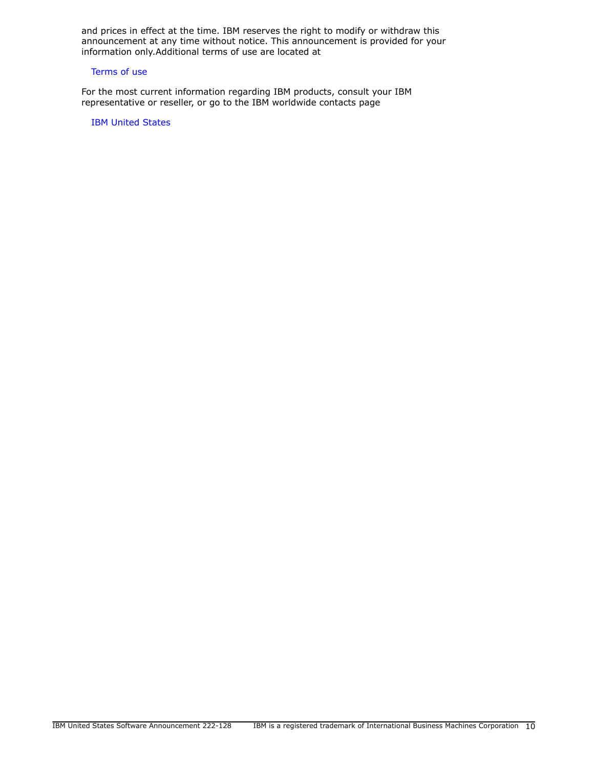and prices in effect at the time. IBM reserves the right to modify or withdraw this announcement at any time without notice. This announcement is provided for your information only.Additional terms of use are located at

Terms of use

For the most current information regarding IBM products, consult your IBM representative or reseller, or go to the IBM worldwide contacts page

IBM United States